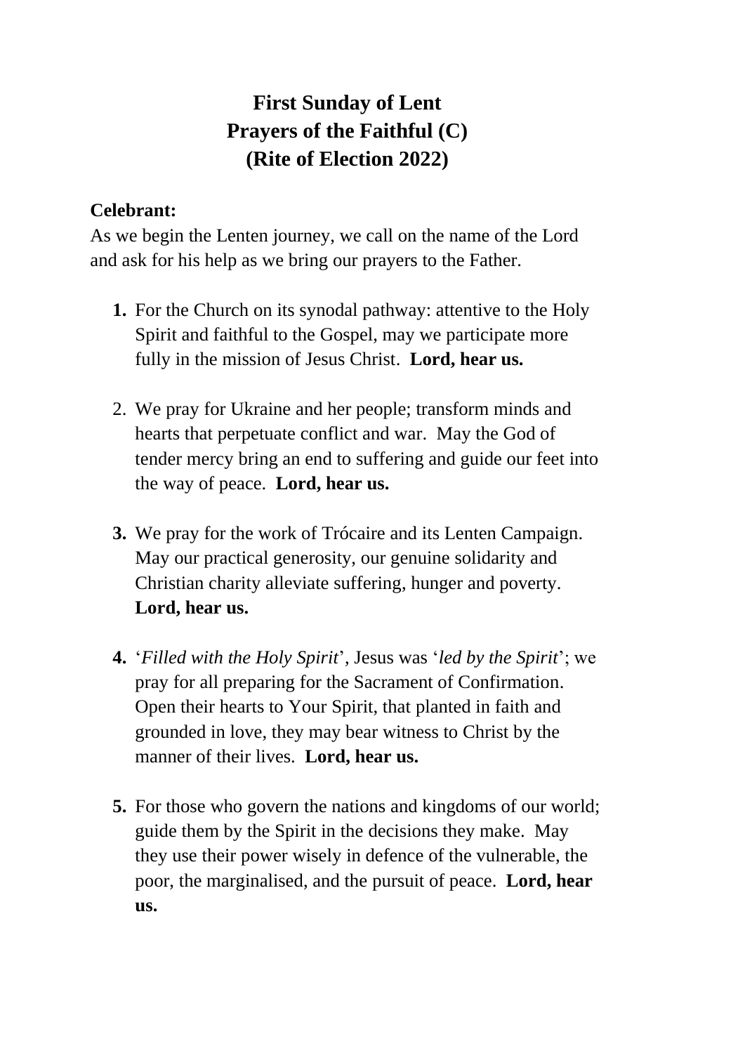# First Sunday of Lent
# Prayers of the Faithful (C)
# (Rite of Election 2022)

**Celebrant:**
As we begin the Lenten journey, we call on the name of the Lord and ask for his help as we bring our prayers to the Father.

1. For the Church on its synodal pathway: attentive to the Holy Spirit and faithful to the Gospel, may we participate more fully in the mission of Jesus Christ. **Lord, hear us.**

2. We pray for Ukraine and her people; transform minds and hearts that perpetuate conflict and war. May the God of tender mercy bring an end to suffering and guide our feet into the way of peace. **Lord, hear us.**

3. We pray for the work of Trócaire and its Lenten Campaign. May our practical generosity, our genuine solidarity and Christian charity alleviate suffering, hunger and poverty. **Lord, hear us.**

4. '*Filled with the Holy Spirit*', Jesus was '*led by the Spirit*'; we pray for all preparing for the Sacrament of Confirmation. Open their hearts to Your Spirit, that planted in faith and grounded in love, they may bear witness to Christ by the manner of their lives. **Lord, hear us.**

5. For those who govern the nations and kingdoms of our world; guide them by the Spirit in the decisions they make. May they use their power wisely in defence of the vulnerable, the poor, the marginalised, and the pursuit of peace. **Lord, hear us.**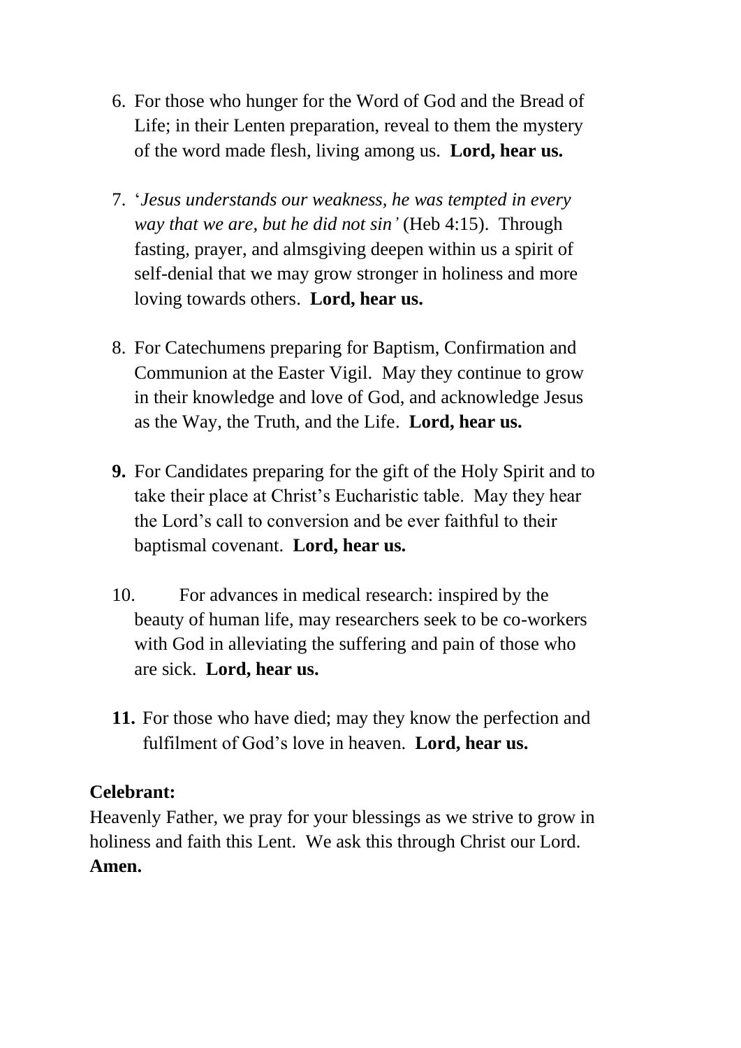6. For those who hunger for the Word of God and the Bread of Life; in their Lenten preparation, reveal to them the mystery of the word made flesh, living among us. **Lord, hear us.**

7. '*Jesus understands our weakness, he was tempted in every way that we are, but he did not sin'* (Heb 4:15). Through fasting, prayer, and almsgiving deepen within us a spirit of self-denial that we may grow stronger in holiness and more loving towards others. **Lord, hear us.**

8. For Catechumens preparing for Baptism, Confirmation and Communion at the Easter Vigil. May they continue to grow in their knowledge and love of God, and acknowledge Jesus as the Way, the Truth, and the Life. **Lord, hear us.**

9. For Candidates preparing for the gift of the Holy Spirit and to take their place at Christ's Eucharistic table. May they hear the Lord's call to conversion and be ever faithful to their baptismal covenant. **Lord, hear us.**

10. For advances in medical research: inspired by the beauty of human life, may researchers seek to be co-workers with God in alleviating the suffering and pain of those who are sick. **Lord, hear us.**

11. For those who have died; may they know the perfection and fulfilment of God's love in heaven. **Lord, hear us.**

**Celebrant:**
Heavenly Father, we pray for your blessings as we strive to grow in holiness and faith this Lent. We ask this through Christ our Lord.
**Amen.**